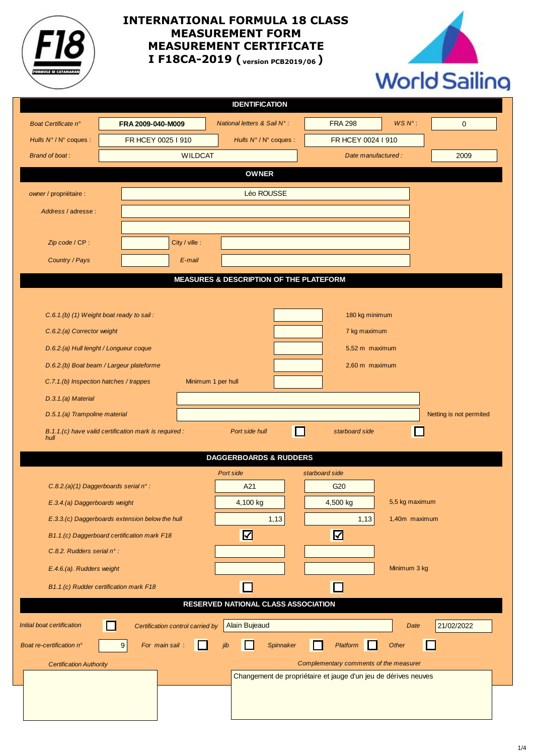# INTERNATIONAL FORMULA 18 CLASS
# MEASUREMENT FORM
# MEASUREMENT CERTIFICATE
# I F18CA-2019 (version PCB2019/06)

## IDENTIFICATION

| | | | | | |
|---|---|---|---|---|---|
| *Boat Certificate n°* | **FRA 2009-040-M009** | *National letters & Sail N° :* | FRA 298 | *WS N° :* | 0 |
| *Hulls N° / N° coques :* | FR HCEY 0025 I 910 | *Hulls N° / N° coques :* | FR HCEY 0024 I 910 | | |
| *Brand of boat :* | WILDCAT | *Date manufactured :* | 2009 | | |

## OWNER

| | | | |
|---|---|---|---|
| *owner / propriétaire :* | Léo ROUSSE | | |
| *Address / adresse :* | | | |
| | | | |
| *Zip code / CP :* | | City / ville : | |
| *Country / Pays* | | *E-mail* | |

## MEASURES & DESCRIPTION OF THE PLATEFORM

| | | | |
|---|---|---|---|
| *C.6.1.(b) (1) Weight boat ready to sail :* | | | 180 kg minimum |
| *C.6.2.(a) Corrector weight* | | | 7 kg maximum |
| *D.6.2.(a) Hull lenght / Longueur coque* | | | 5,52 m maximum |
| *D.6.2.(b) Boat beam / Largeur plateforme* | | | 2,60 m maximum |
| *C.7.1.(b) Inspection hatches / trappes* | Minimum 1 per hull | | |
| *D.3.1.(a) Material* | | | |
| *D.5.1.(a) Trampoline material* | | | Netting is not permited |
| *B.1.1.(c) have valid certification mark is required : hull* | *Port side hull* ☐ | | *starboard side* ☐ |

## DAGGERBOARDS & RUDDERS

| | *Port side* | *starboard side* | |
|---|---|---|---|
| *C.8.2.(a)(1) Daggerboards serial n° :* | A21 | G20 | |
| *E.3.4.(a) Daggerboards weight* | 4,100 kg | 4,500 kg | 5,5 kg maximum |
| *E.3.3.(c) Daggerboards extension below the hull* | 1,13 | 1,13 | 1,40m maximum |
| *B1.1.(c) Daggerboard certification mark F18* | ☑ | ☑ | |
| *C.8.2. Rudders serial n° :* | | | |
| *E.4.6.(a). Rudders weight* | | | Minimum 3 kg |
| *B1.1.(c) Rudder certification mark F18* | ☐ | ☐ | |

## RESERVED NATIONAL CLASS ASSOCIATION

*Initial boat certification* ☐ *Certification control carried by* Alain Bujeaud *Date* 21/02/2022

*Boat re-certification n°* 9 *For main sail :* ☐ *jib* ☐ *Spinnaker* ☐ *Platform* ☐ *Other* ☐

| *Certification Authority* | *Complementary comments of the measurer* |
|---|---|
| | Changement de propriétaire et jauge d'un jeu de dérives neuves |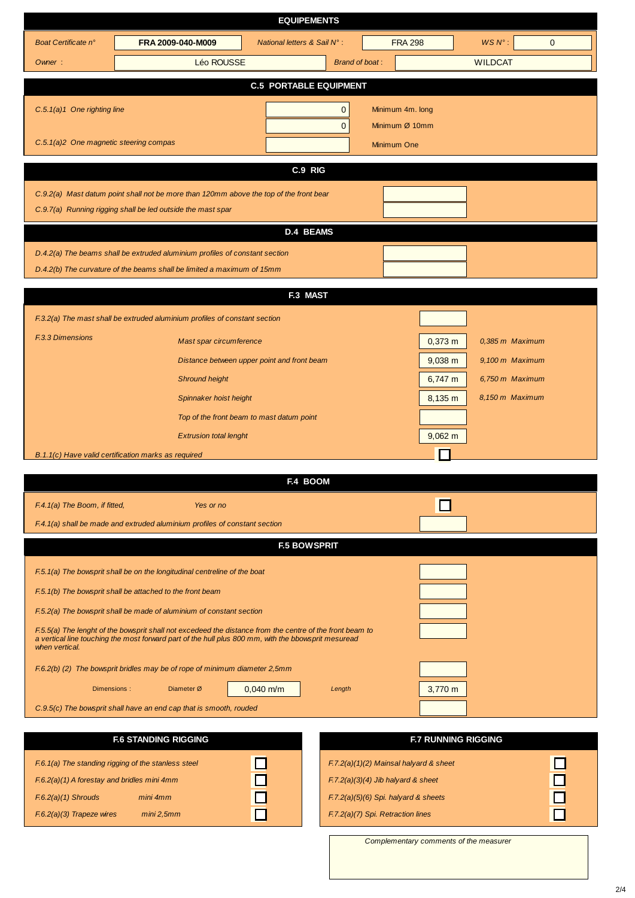# EQUIPEMENTS

| Boat Certificate n° | FRA 2009-040-M009 | National letters & Sail N° : | FRA 298 | WS N° : | 0 |
|---|---|---|---|---|---|
| Owner : | Léo ROUSSE | Brand of boat : | WILDCAT | | |

## C.5 PORTABLE EQUIPMENT

| | | |
|---|---|---|
| C.5.1(a)1 One righting line | 0 | Minimum 4m. long |
| | 0 | Minimum Ø 10mm |
| C.5.1(a)2 One magnetic steering compas | | Minimum One |

## C.9 RIG

| | |
|---|---|
| C.9.2(a) Mast datum point shall not be more than 120mm above the top of the front bear | |
| C.9.7(a) Running rigging shall be led outside the mast spar | |

## D.4 BEAMS

| | |
|---|---|
| D.4.2(a) The beams shall be extruded aluminium profiles of constant section | |
| D.4.2(b) The curvature of the beams shall be limited a maximum of 15mm | |

## F.3 MAST

| | | | |
|---|---|---|---|
| F.3.2(a) The mast shall be extruded aluminium profiles of constant section | | | |
| F.3.3 Dimensions | Mast spar circumference | 0,373 m | 0,385 m Maximum |
| | Distance between upper point and front beam | 9,038 m | 9,100 m Maximum |
| | Shround height | 6,747 m | 6,750 m Maximum |
| | Spinnaker hoist height | 8,135 m | 8,150 m Maximum |
| | Top of the front beam to mast datum point | | |
| | Extrusion total lenght | 9,062 m | |
| B.1.1(c) Have valid certification marks as required | | ☐ | |

## F.4 BOOM

| | |
|---|---|
| F.4.1(a) The Boom, if fitted, Yes or no | ☐ |
| F.4.1(a) shall be made and extruded aluminium profiles of constant section | |

## F.5 BOWSPRIT

| | |
|---|---|
| F.5.1(a) The bowsprit shall be on the longitudinal centreline of the boat | |
| F.5.1(b) The bowsprit shall be attached to the front beam | |
| F.5.2(a) The bowsprit shall be made of aluminium of constant section | |
| F.5.5(a) The lenght of the bowsprit shall not excedeed the distance from the centre of the front beam to a vertical line touching the most forward part of the hull plus 800 mm, with the bbowsprit mesuread when vertical. | |
| F.6.2(b) (2) The bowsprit bridles may be of rope of minimum diameter 2,5mm | |
| Dimensions : Diameter Ø 0,040 m/m Length | 3,770 m |
| C.9.5(c) The bowsprit shall have an end cap that is smooth, rouded | |

## F.6 STANDING RIGGING

| | | |
|---|---|---|
| F.6.1(a) The standing rigging of the stanless steel | | ☐ |
| F.6.2(a)(1) A forestay and bridles mini 4mm | | ☐ |
| F.6.2(a)(1) Shrouds | mini 4mm | ☐ |
| F.6.2(a)(3) Trapeze wires | mini 2,5mm | ☐ |

## F.7 RUNNING RIGGING

| | |
|---|---|
| F.7.2(a)(1)(2) Mainsal halyard & sheet | ☐ |
| F.7.2(a)(3)(4) Jib halyard & sheet | ☐ |
| F.7.2(a)(5)(6) Spi. halyard & sheets | ☐ |
| F.7.2(a)(7) Spi. Retraction lines | ☐ |

Complementary comments of the measurer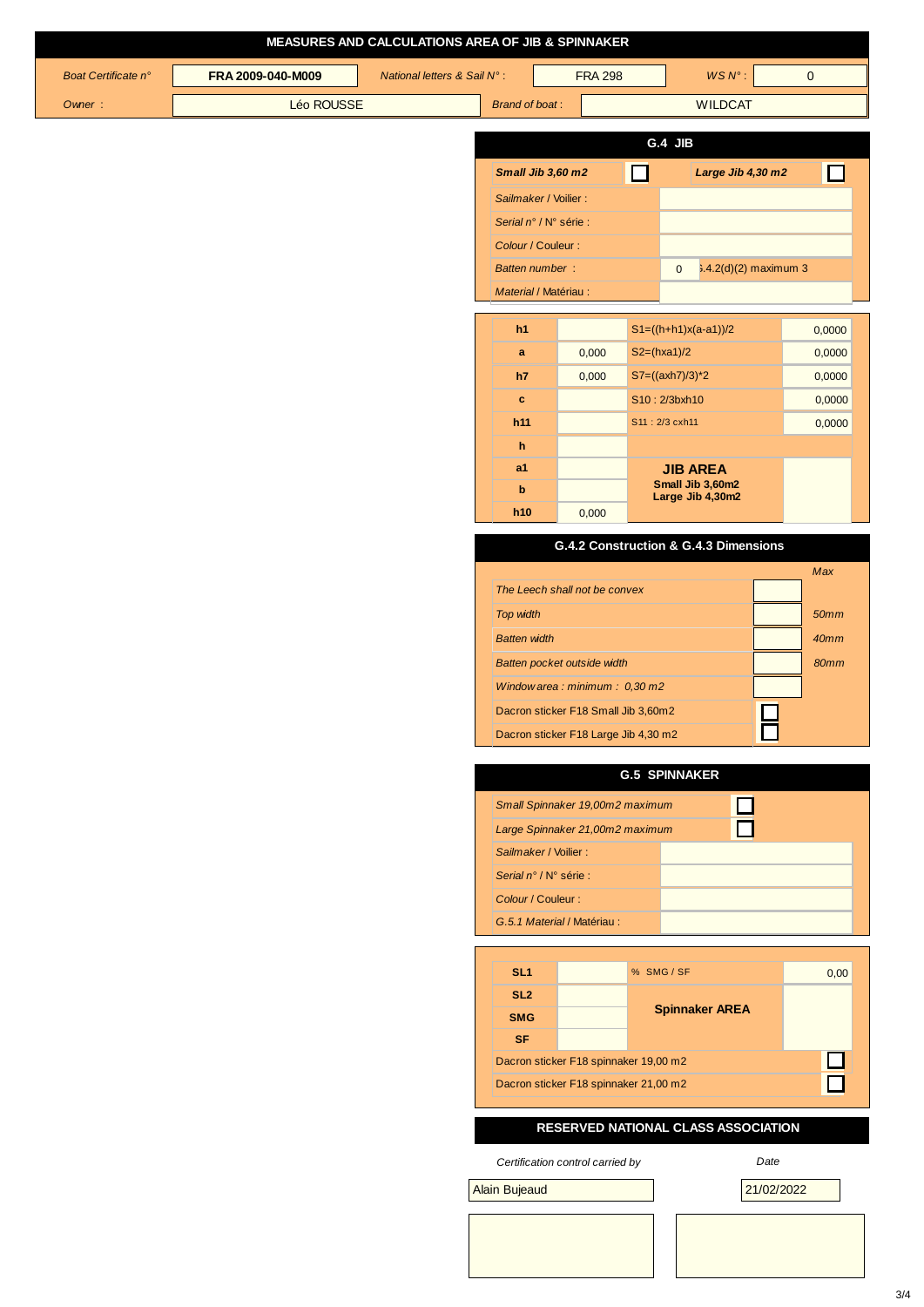# MEASURES AND CALCULATIONS AREA OF JIB & SPINNAKER

| Boat Certificate n° | FRA 2009-040-M009 | National letters & Sail N° : | FRA 298 | WS N° : | 0 |
|---|---|---|---|---|---|
| Owner : | Léo ROUSSE | Brand of boat : | WILDCAT | | |

## G.4 JIB

| | | | |
|---|---|---|---|
| Small Jib 3,60 m2 | ☐ | Large Jib 4,30 m2 | ☐ |
| Sailmaker / Voilier : | | | |
| Serial n° / N° série : | | | |
| Colour / Couleur : | | | |
| Batten number : | 0 | G.4.2(d)(2) maximum 3 | |
| Material / Matériau : | | | |

| | | | |
|---|---|---|---|
| h1 | | S1=((h+h1)x(a-a1))/2 | 0,0000 |
| a | 0,000 | S2=(hxa1)/2 | 0,0000 |
| h7 | 0,000 | S7=((axh7)/3)*2 | 0,0000 |
| c | | S10 : 2/3bxh10 | 0,0000 |
| h11 | | S11 : 2/3 cxh11 | 0,0000 |
| h | | | |
| a1 | | **JIB AREA** Small Jib 3,60m2 Large Jib 4,30m2 | |
| b | | | |
| h10 | 0,000 | | |

## G.4.2 Construction & G.4.3 Dimensions

| | | Max |
|---|---|---|
| The Leech shall not be convex | | |
| Top width | | 50mm |
| Batten width | | 40mm |
| Batten pocket outside width | | 80mm |
| Window area : minimum : 0,30 m2 | | |
| Dacron sticker F18 Small Jib 3,60m2 | ☐ | |
| Dacron sticker F18 Large Jib 4,30 m2 | ☐ | |

## G.5 SPINNAKER

| | |
|---|---|
| Small Spinnaker 19,00m2 maximum | ☐ |
| Large Spinnaker 21,00m2 maximum | ☐ |
| Sailmaker / Voilier : | |
| Serial n° / N° série : | |
| Colour / Couleur : | |
| G.5.1 Material / Matériau : | |

| | | | |
|---|---|---|---|
| SL1 | | % SMG / SF | 0,00 |
| SL2 | | **Spinnaker AREA** | |
| SMG | | | |
| SF | | | |
| Dacron sticker F18 spinnaker 19,00 m2 | | | ☐ |
| Dacron sticker F18 spinnaker 21,00 m2 | | | ☐ |

## RESERVED NATIONAL CLASS ASSOCIATION

| Certification control carried by | Date |
|---|---|
| Alain Bujeaud | 21/02/2022 |
| | |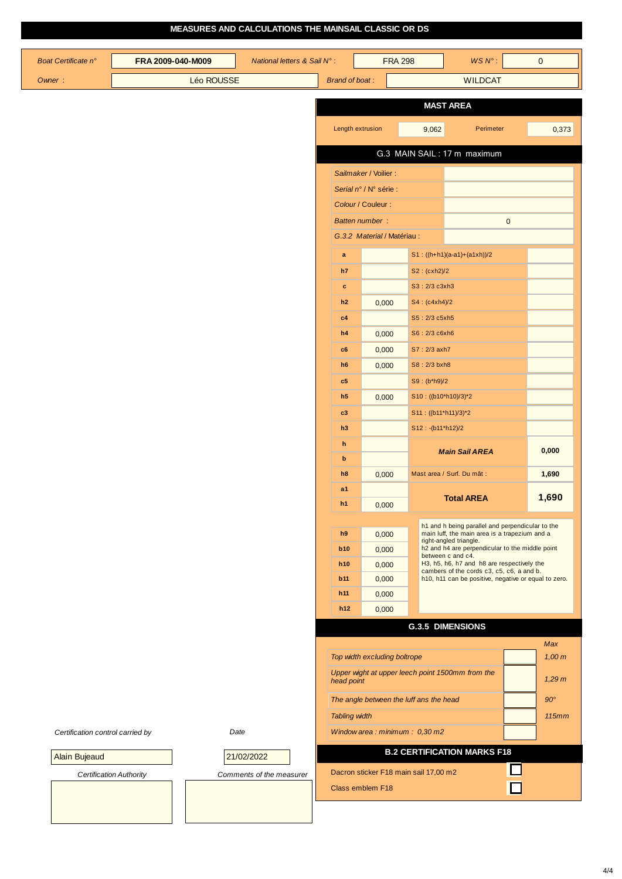# MEASURES AND CALCULATIONS THE MAINSAIL CLASSIC OR DS

| | | | | | |
|---|---|---|---|---|---|
| *Boat Certificate n°* | **FRA 2009-040-M009** | *National letters & Sail N° :* | FRA 298 | *WS N° :* | 0 |
| *Owner :* | Léo ROUSSE | *Brand of boat :* | WILDCAT | | |

## MAST AREA

| | | | |
|---|---|---|---|
| Length extrusion | 9,062 | Perimeter | 0,373 |

## G.3 MAIN SAIL : 17 m maximum

| | |
|---|---|
| *Sailmaker / Voilier :* | |
| *Serial n° / N° série :* | |
| *Colour / Couleur :* | |
| *Batten number :* | 0 |
| *G.3.2 Material / Matériau :* | |

| | | | |
|---|---|---|---|
| **a** | | S1 : ((h+h1)(a-a1)+(a1xh))/2 | |
| **h7** | | S2 : (cxh2)/2 | |
| **c** | | S3 : 2/3 c3xh3 | |
| **h2** | 0,000 | S4 : (c4xh4)/2 | |
| **c4** | | S5 : 2/3 c5xh5 | |
| **h4** | 0,000 | S6 : 2/3 c6xh6 | |
| **c6** | 0,000 | S7 : 2/3 axh7 | |
| **h6** | 0,000 | S8 : 2/3 bxh8 | |
| **c5** | | S9 : (b*h9)/2 | |
| **h5** | 0,000 | S10 : ((b10*h10)/3)*2 | |
| **c3** | | S11 : ((b11*h11)/3)*2 | |
| **h3** | | S12 : -(b11*h12)/2 | |
| **h** | | ***Main Sail AREA*** | **0,000** |
| **b** | | | |
| **h8** | 0,000 | Mast area / Surf. Du mât : | **1,690** |
| **a1** | | **Total AREA** | **1,690** |
| **h1** | 0,000 | | |

| | |
|---|---|
| **h9** | 0,000 |
| **b10** | 0,000 |
| **h10** | 0,000 |
| **b11** | 0,000 |
| **h11** | 0,000 |
| **h12** | 0,000 |

h1 and h being parallel and perpendicular to the main luff, the main area is a trapezium and a right-angled triangle.
h2 and h4 are perpendicular to the middle point between c and c4.
H3, h5, h6, h7 and h8 are respectively the cambers of the cords c3, c5, c6, a and b.
h10, h11 can be positive, negative or equal to zero.

## G.3.5 DIMENSIONS

| | | Max |
|---|---|---|
| *Top width excluding boltrope* | | *1,00 m* |
| *Upper wight at upper leech point 1500mm from the head point* | | *1,29 m* |
| *The angle between the luff ans the head* | | *90°* |
| *Tabling width* | | *115mm* |
| *Window area : minimum : 0,30 m2* | | |

## B.2 CERTIFICATION MARKS F18

| | |
|---|---|
| Dacron sticker F18 main sail 17,00 m2 | ☐ |
| Class emblem F18 | ☐ |

| | |
|---|---|
| *Certification control carried by* | *Date* |
| Alain Bujeaud | 21/02/2022 |
| *Certification Authority* | *Comments of the measurer* |
| | |